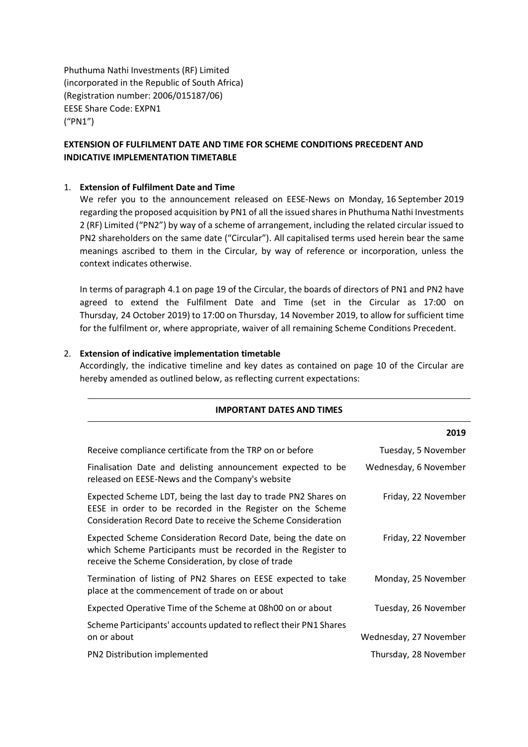Phuthuma Nathi Investments (RF) Limited
(incorporated in the Republic of South Africa)
(Registration number: 2006/015187/06)
EESE Share Code: EXPN1
("PN1")

**EXTENSION OF FULFILMENT DATE AND TIME FOR SCHEME CONDITIONS PRECEDENT AND INDICATIVE IMPLEMENTATION TIMETABLE**

1. **Extension of Fulfilment Date and Time**

   We refer you to the announcement released on EESE-News on Monday, 16 September 2019 regarding the proposed acquisition by PN1 of all the issued shares in Phuthuma Nathi Investments 2 (RF) Limited ("PN2") by way of a scheme of arrangement, including the related circular issued to PN2 shareholders on the same date ("Circular"). All capitalised terms used herein bear the same meanings ascribed to them in the Circular, by way of reference or incorporation, unless the context indicates otherwise.

   In terms of paragraph 4.1 on page 19 of the Circular, the boards of directors of PN1 and PN2 have agreed to extend the Fulfilment Date and Time (set in the Circular as 17:00 on Thursday, 24 October 2019) to 17:00 on Thursday, 14 November 2019, to allow for sufficient time for the fulfilment or, where appropriate, waiver of all remaining Scheme Conditions Precedent.

2. **Extension of indicative implementation timetable**

   Accordingly, the indicative timeline and key dates as contained on page 10 of the Circular are hereby amended as outlined below, as reflecting current expectations:

**IMPORTANT DATES AND TIMES**

| | 2019 |
|---|---|
| Receive compliance certificate from the TRP on or before | Tuesday, 5 November |
| Finalisation Date and delisting announcement expected to be released on EESE-News and the Company's website | Wednesday, 6 November |
| Expected Scheme LDT, being the last day to trade PN2 Shares on EESE in order to be recorded in the Register on the Scheme Consideration Record Date to receive the Scheme Consideration | Friday, 22 November |
| Expected Scheme Consideration Record Date, being the date on which Scheme Participants must be recorded in the Register to receive the Scheme Consideration, by close of trade | Friday, 22 November |
| Termination of listing of PN2 Shares on EESE expected to take place at the commencement of trade on or about | Monday, 25 November |
| Expected Operative Time of the Scheme at 08h00 on or about | Tuesday, 26 November |
| Scheme Participants' accounts updated to reflect their PN1 Shares on or about | Wednesday, 27 November |
| PN2 Distribution implemented | Thursday, 28 November |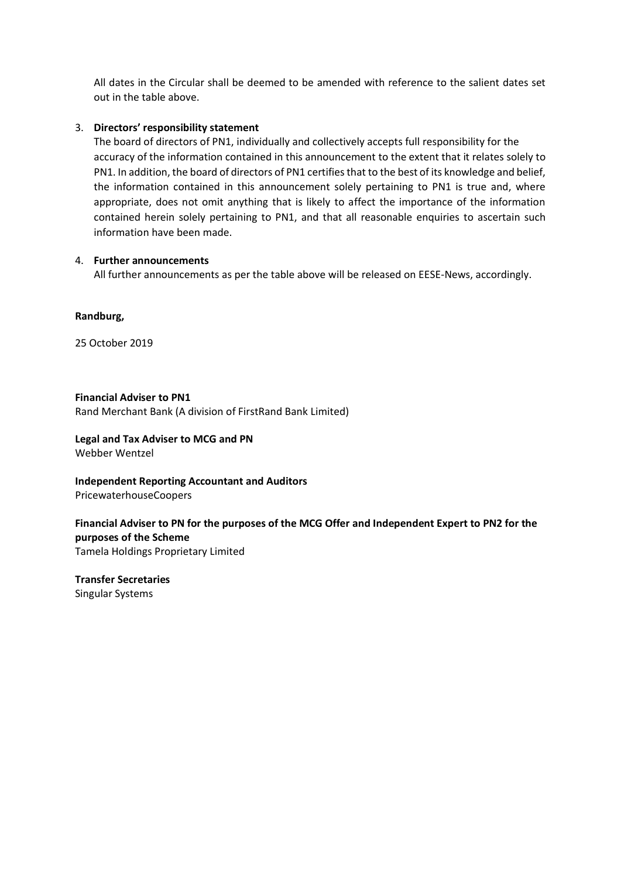All dates in the Circular shall be deemed to be amended with reference to the salient dates set out in the table above.

3. **Directors' responsibility statement**
   The board of directors of PN1, individually and collectively accepts full responsibility for the accuracy of the information contained in this announcement to the extent that it relates solely to PN1. In addition, the board of directors of PN1 certifies that to the best of its knowledge and belief, the information contained in this announcement solely pertaining to PN1 is true and, where appropriate, does not omit anything that is likely to affect the importance of the information contained herein solely pertaining to PN1, and that all reasonable enquiries to ascertain such information have been made.

4. **Further announcements**
   All further announcements as per the table above will be released on EESE-News, accordingly.

**Randburg,**

25 October 2019

**Financial Adviser to PN1**
Rand Merchant Bank (A division of FirstRand Bank Limited)

**Legal and Tax Adviser to MCG and PN**
Webber Wentzel

**Independent Reporting Accountant and Auditors**
PricewaterhouseCoopers

**Financial Adviser to PN for the purposes of the MCG Offer and Independent Expert to PN2 for the purposes of the Scheme**
Tamela Holdings Proprietary Limited

**Transfer Secretaries**
Singular Systems